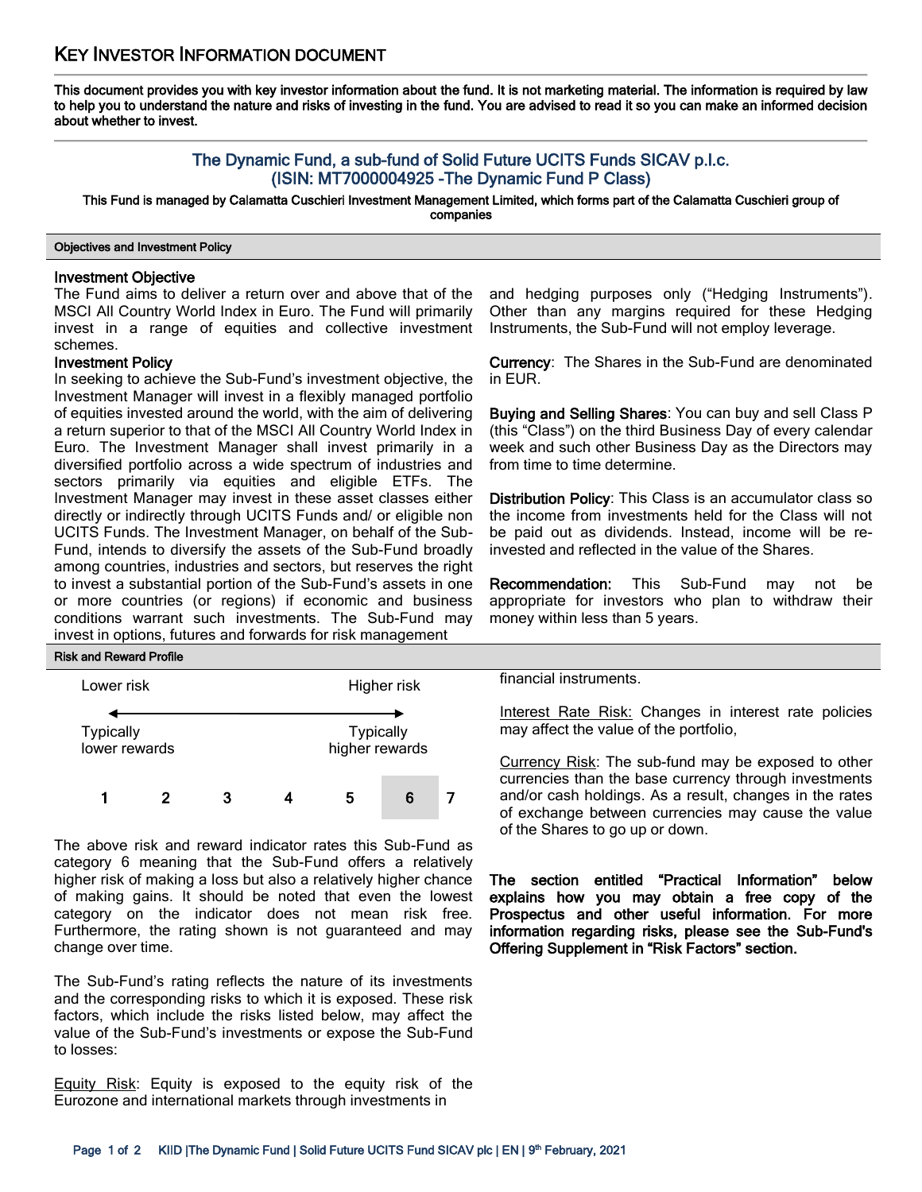# KEY INVESTOR INFORMATION DOCUMENT

**This document provides you with key investor information about the fund. It is not marketing material. The information is required by law to help you to understand the nature and risks of investing in the fund. You are advised to read it so you can make an informed decision about whether to invest.**

## The Dynamic Fund, a sub-fund of Solid Future UCITS Funds SICAV p.l.c. (ISIN: MT7000004925 -The Dynamic Fund P Class)

**This Fund is managed by Calamatta Cuschieri Investment Management Limited, which forms part of the Calamatta Cuschieri group of companies**

### Objectives and Investment Policy

**Investment Objective**

The Fund aims to deliver a return over and above that of the MSCI All Country World Index in Euro. The Fund will primarily invest in a range of equities and collective investment schemes.

**Investment Policy**

In seeking to achieve the Sub-Fund's investment objective, the Investment Manager will invest in a flexibly managed portfolio of equities invested around the world, with the aim of delivering a return superior to that of the MSCI All Country World Index in Euro. The Investment Manager shall invest primarily in a diversified portfolio across a wide spectrum of industries and sectors primarily via equities and eligible ETFs. The Investment Manager may invest in these asset classes either directly or indirectly through UCITS Funds and/ or eligible non UCITS Funds. The Investment Manager, on behalf of the Sub-Fund, intends to diversify the assets of the Sub-Fund broadly among countries, industries and sectors, but reserves the right to invest a substantial portion of the Sub-Fund's assets in one or more countries (or regions) if economic and business conditions warrant such investments. The Sub-Fund may invest in options, futures and forwards for risk management and hedging purposes only ("Hedging Instruments"). Other than any margins required for these Hedging Instruments, the Sub-Fund will not employ leverage.

**Currency**: The Shares in the Sub-Fund are denominated in EUR.

**Buying and Selling Shares**: You can buy and sell Class P (this "Class") on the third Business Day of every calendar week and such other Business Day as the Directors may from time to time determine.

**Distribution Policy**: This Class is an accumulator class so the income from investments held for the Class will not be paid out as dividends. Instead, income will be re-invested and reflected in the value of the Shares.

**Recommendation:** This Sub-Fund may not be appropriate for investors who plan to withdraw their money within less than 5 years.

### Risk and Reward Profile

| Lower risk | | | | | | Higher risk |
|---|---|---|---|---|---|---|
| Typically lower rewards | | | | | | Typically higher rewards |
| 1 | 2 | 3 | 4 | 5 | **6** | 7 |

The above risk and reward indicator rates this Sub-Fund as category 6 meaning that the Sub-Fund offers a relatively higher risk of making a loss but also a relatively higher chance of making gains. It should be noted that even the lowest category on the indicator does not mean risk free. Furthermore, the rating shown is not guaranteed and may change over time.

The Sub-Fund's rating reflects the nature of its investments and the corresponding risks to which it is exposed. These risk factors, which include the risks listed below, may affect the value of the Sub-Fund's investments or expose the Sub-Fund to losses:

Equity Risk: Equity is exposed to the equity risk of the Eurozone and international markets through investments in financial instruments.

Interest Rate Risk: Changes in interest rate policies may affect the value of the portfolio,

Currency Risk: The sub-fund may be exposed to other currencies than the base currency through investments and/or cash holdings. As a result, changes in the rates of exchange between currencies may cause the value of the Shares to go up or down.

**The section entitled "Practical Information" below explains how you may obtain a free copy of the Prospectus and other useful information. For more information regarding risks, please see the Sub-Fund's Offering Supplement in "Risk Factors" section.**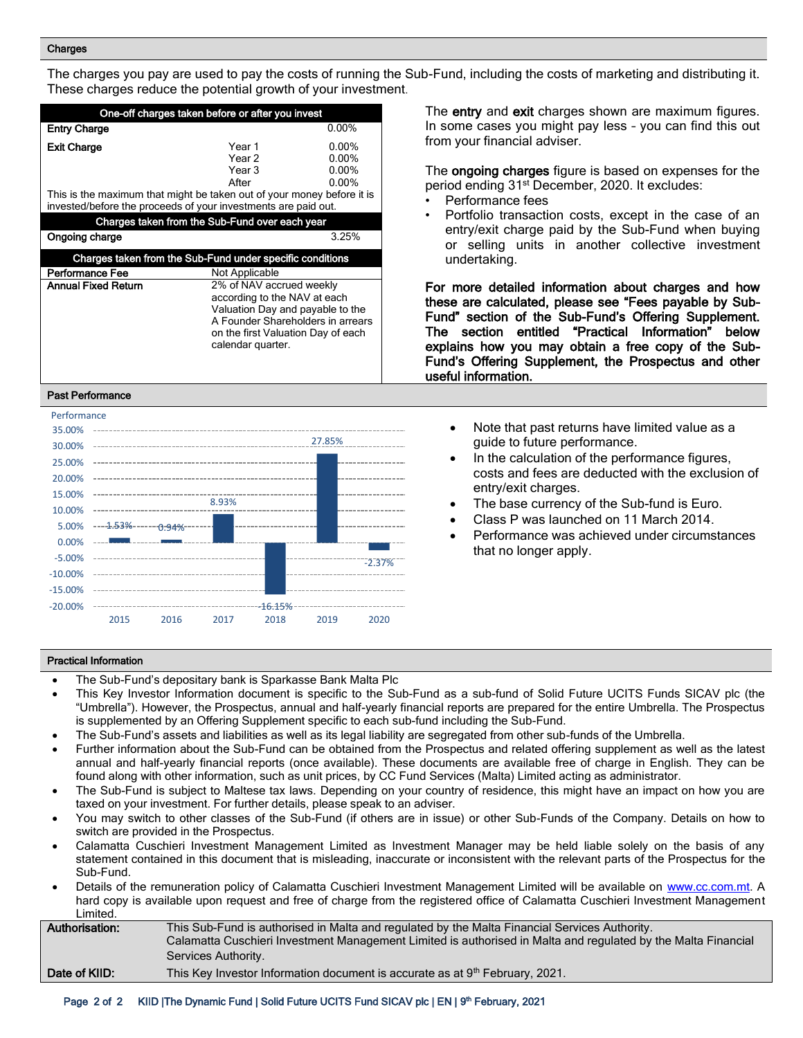## Charges

The charges you pay are used to pay the costs of running the Sub-Fund, including the costs of marketing and distributing it. These charges reduce the potential growth of your investment.

| One-off charges taken before or after you invest | | |
|---|---|---|
| **Entry Charge** | | 0.00% |
| **Exit Charge** | Year 1 | 0.00% |
| | Year 2 | 0.00% |
| | Year 3 | 0.00% |
| | After | 0.00% |
| This is the maximum that might be taken out of your money before it is invested/before the proceeds of your investments are paid out. | | |
| **Charges taken from the Sub-Fund over each year** | | |
| **Ongoing charge** | | 3.25% |
| **Charges taken from the Sub-Fund under specific conditions** | | |
| **Performance Fee** | Not Applicable | |
| **Annual Fixed Return** | 2% of NAV accrued weekly according to the NAV at each Valuation Day and payable to the A Founder Shareholders in arrears on the first Valuation Day of each calendar quarter. | |

The **entry** and **exit** charges shown are maximum figures. In some cases you might pay less – you can find this out from your financial adviser.

The **ongoing charges** figure is based on expenses for the period ending 31st December, 2020. It excludes:

- Performance fees
- Portfolio transaction costs, except in the case of an entry/exit charge paid by the Sub-Fund when buying or selling units in another collective investment undertaking.

**For more detailed information about charges and how these are calculated, please see "Fees payable by Sub-Fund" section of the Sub-Fund's Offering Supplement. The section entitled "Practical Information" below explains how you may obtain a free copy of the Sub-Fund's Offering Supplement, the Prospectus and other useful information.**

## Past Performance

Performance

35.00%
30.00%
25.00%
20.00%
15.00%
10.00%
5.00%
0.00%
-5.00%
-10.00%
-15.00%
-20.00%

1.53%
0.94%
8.93%
-16.15%
27.85%
-2.37%

2015
2016
2017
2018
2019
2020

- Note that past returns have limited value as a guide to future performance.
- In the calculation of the performance figures, costs and fees are deducted with the exclusion of entry/exit charges.
- The base currency of the Sub-fund is Euro.
- Class P was launched on 11 March 2014.
- Performance was achieved under circumstances that no longer apply.

## Practical Information

- The Sub-Fund's depositary bank is Sparkasse Bank Malta Plc
- This Key Investor Information document is specific to the Sub-Fund as a sub-fund of Solid Future UCITS Funds SICAV plc (the "Umbrella"). However, the Prospectus, annual and half-yearly financial reports are prepared for the entire Umbrella. The Prospectus is supplemented by an Offering Supplement specific to each sub-fund including the Sub-Fund.
- The Sub-Fund's assets and liabilities as well as its legal liability are segregated from other sub-funds of the Umbrella.
- Further information about the Sub-Fund can be obtained from the Prospectus and related offering supplement as well as the latest annual and half-yearly financial reports (once available). These documents are available free of charge in English. They can be found along with other information, such as unit prices, by CC Fund Services (Malta) Limited acting as administrator.
- The Sub-Fund is subject to Maltese tax laws. Depending on your country of residence, this might have an impact on how you are taxed on your investment. For further details, please speak to an adviser.
- You may switch to other classes of the Sub-Fund (if others are in issue) or other Sub-Funds of the Company. Details on how to switch are provided in the Prospectus.
- Calamatta Cuschieri Investment Management Limited as Investment Manager may be held liable solely on the basis of any statement contained in this document that is misleading, inaccurate or inconsistent with the relevant parts of the Prospectus for the Sub-Fund.
- Details of the remuneration policy of Calamatta Cuschieri Investment Management Limited will be available on www.cc.com.mt. A hard copy is available upon request and free of charge from the registered office of Calamatta Cuschieri Investment Management Limited.

| | |
|---|---|
| **Authorisation:** | This Sub-Fund is authorised in Malta and regulated by the Malta Financial Services Authority. Calamatta Cuschieri Investment Management Limited is authorised in Malta and regulated by the Malta Financial Services Authority. |
| **Date of KIID:** | This Key Investor Information document is accurate as at 9th February, 2021. |